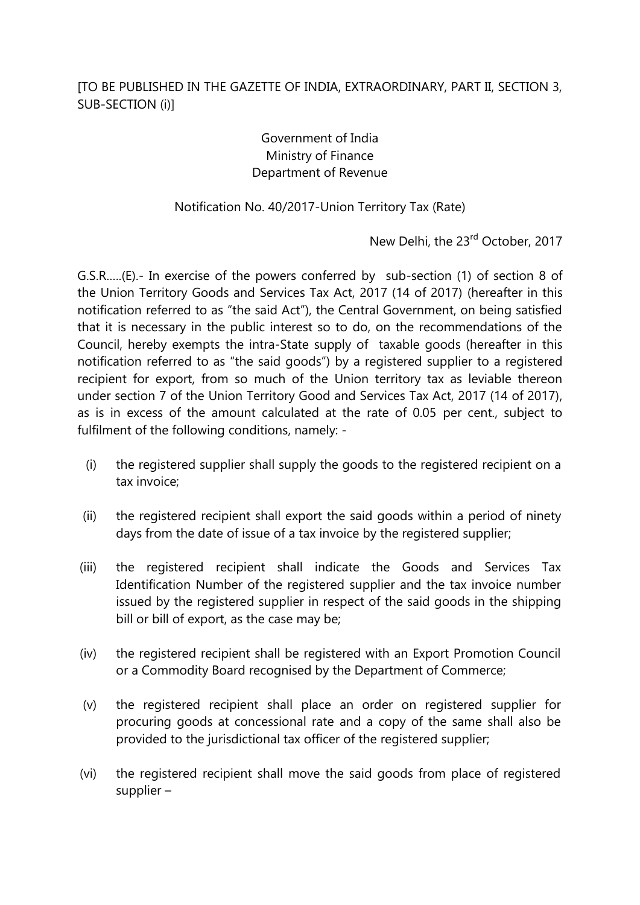[TO BE PUBLISHED IN THE GAZETTE OF INDIA, EXTRAORDINARY, PART II, SECTION 3, SUB-SECTION (i)]

Government of India
Ministry of Finance
Department of Revenue

Notification No. 40/2017-Union Territory Tax (Rate)

New Delhi, the 23rd October, 2017

G.S.R.....(E).- In exercise of the powers conferred by sub-section (1) of section 8 of the Union Territory Goods and Services Tax Act, 2017 (14 of 2017) (hereafter in this notification referred to as "the said Act"), the Central Government, on being satisfied that it is necessary in the public interest so to do, on the recommendations of the Council, hereby exempts the intra-State supply of taxable goods (hereafter in this notification referred to as "the said goods") by a registered supplier to a registered recipient for export, from so much of the Union territory tax as leviable thereon under section 7 of the Union Territory Good and Services Tax Act, 2017 (14 of 2017), as is in excess of the amount calculated at the rate of 0.05 per cent., subject to fulfilment of the following conditions, namely: -

(i) the registered supplier shall supply the goods to the registered recipient on a tax invoice;

(ii) the registered recipient shall export the said goods within a period of ninety days from the date of issue of a tax invoice by the registered supplier;

(iii) the registered recipient shall indicate the Goods and Services Tax Identification Number of the registered supplier and the tax invoice number issued by the registered supplier in respect of the said goods in the shipping bill or bill of export, as the case may be;

(iv) the registered recipient shall be registered with an Export Promotion Council or a Commodity Board recognised by the Department of Commerce;

(v) the registered recipient shall place an order on registered supplier for procuring goods at concessional rate and a copy of the same shall also be provided to the jurisdictional tax officer of the registered supplier;

(vi) the registered recipient shall move the said goods from place of registered supplier –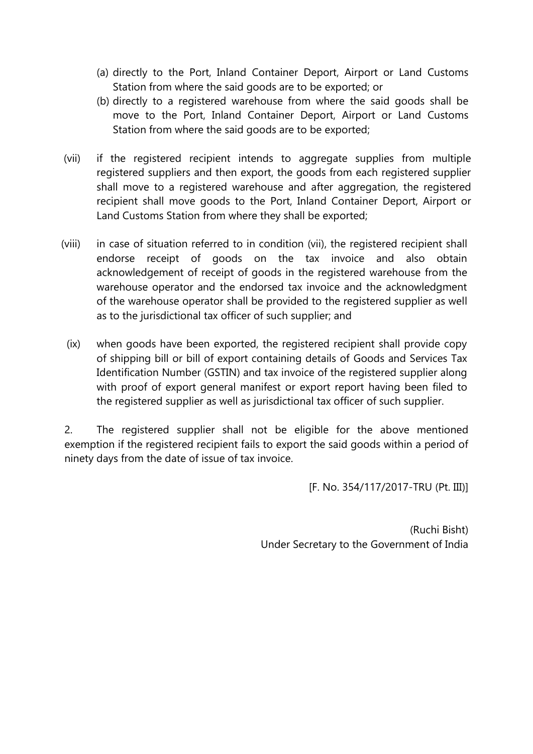(a) directly to the Port, Inland Container Deport, Airport or Land Customs Station from where the said goods are to be exported; or

(b) directly to a registered warehouse from where the said goods shall be move to the Port, Inland Container Deport, Airport or Land Customs Station from where the said goods are to be exported;

(vii) if the registered recipient intends to aggregate supplies from multiple registered suppliers and then export, the goods from each registered supplier shall move to a registered warehouse and after aggregation, the registered recipient shall move goods to the Port, Inland Container Deport, Airport or Land Customs Station from where they shall be exported;

(viii) in case of situation referred to in condition (vii), the registered recipient shall endorse receipt of goods on the tax invoice and also obtain acknowledgement of receipt of goods in the registered warehouse from the warehouse operator and the endorsed tax invoice and the acknowledgment of the warehouse operator shall be provided to the registered supplier as well as to the jurisdictional tax officer of such supplier; and

(ix) when goods have been exported, the registered recipient shall provide copy of shipping bill or bill of export containing details of Goods and Services Tax Identification Number (GSTIN) and tax invoice of the registered supplier along with proof of export general manifest or export report having been filed to the registered supplier as well as jurisdictional tax officer of such supplier.

2. The registered supplier shall not be eligible for the above mentioned exemption if the registered recipient fails to export the said goods within a period of ninety days from the date of issue of tax invoice.

[F. No. 354/117/2017-TRU (Pt. III)]

(Ruchi Bisht)
Under Secretary to the Government of India